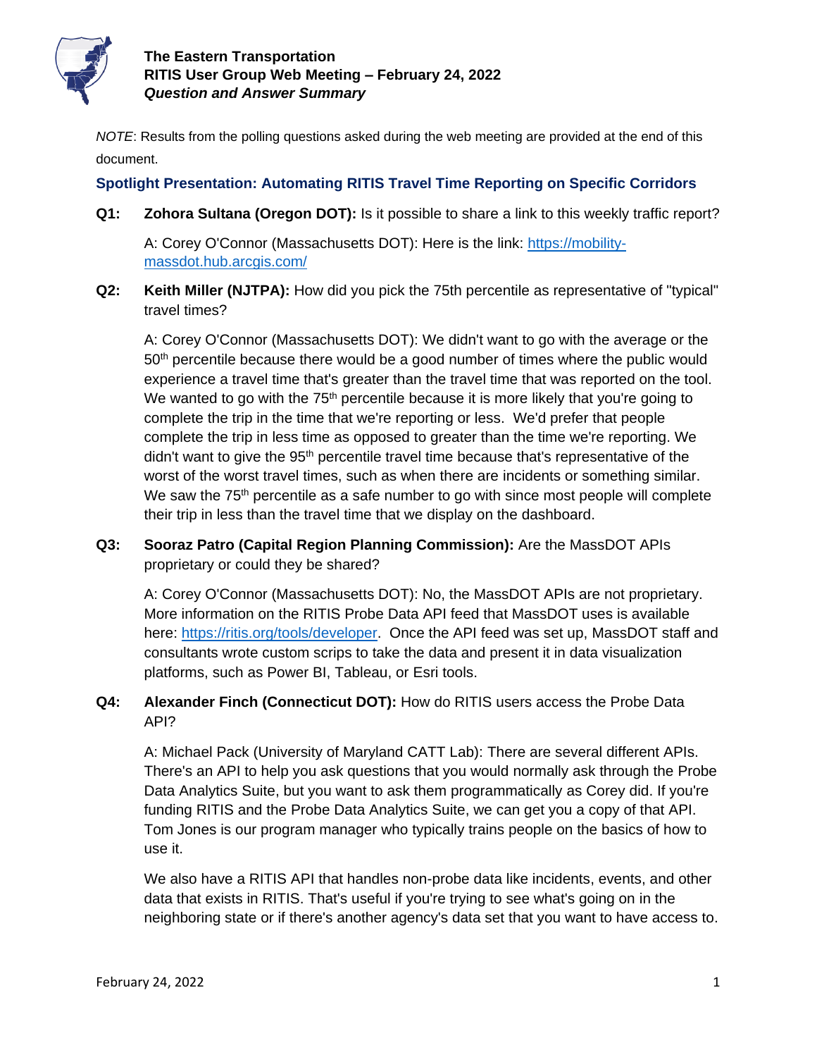# The Eastern Transportation RITIS User Group Web Meeting – February 24, 2022

***Question and Answer Summary***

*NOTE*: Results from the polling questions asked during the web meeting are provided at the end of this document.

## Spotlight Presentation: Automating RITIS Travel Time Reporting on Specific Corridors

**Q1: Zohora Sultana (Oregon DOT):** Is it possible to share a link to this weekly traffic report?

A: Corey O'Connor (Massachusetts DOT): Here is the link: https://mobility-massdot.hub.arcgis.com/

**Q2: Keith Miller (NJTPA):** How did you pick the 75th percentile as representative of "typical" travel times?

A: Corey O'Connor (Massachusetts DOT): We didn't want to go with the average or the 50th percentile because there would be a good number of times where the public would experience a travel time that's greater than the travel time that was reported on the tool. We wanted to go with the 75th percentile because it is more likely that you're going to complete the trip in the time that we're reporting or less. We'd prefer that people complete the trip in less time as opposed to greater than the time we're reporting. We didn't want to give the 95th percentile travel time because that's representative of the worst of the worst travel times, such as when there are incidents or something similar. We saw the 75th percentile as a safe number to go with since most people will complete their trip in less than the travel time that we display on the dashboard.

**Q3: Sooraz Patro (Capital Region Planning Commission):** Are the MassDOT APIs proprietary or could they be shared?

A: Corey O'Connor (Massachusetts DOT): No, the MassDOT APIs are not proprietary. More information on the RITIS Probe Data API feed that MassDOT uses is available here: https://ritis.org/tools/developer. Once the API feed was set up, MassDOT staff and consultants wrote custom scrips to take the data and present it in data visualization platforms, such as Power BI, Tableau, or Esri tools.

**Q4: Alexander Finch (Connecticut DOT):** How do RITIS users access the Probe Data API?

A: Michael Pack (University of Maryland CATT Lab): There are several different APIs. There's an API to help you ask questions that you would normally ask through the Probe Data Analytics Suite, but you want to ask them programmatically as Corey did. If you're funding RITIS and the Probe Data Analytics Suite, we can get you a copy of that API. Tom Jones is our program manager who typically trains people on the basics of how to use it.

We also have a RITIS API that handles non-probe data like incidents, events, and other data that exists in RITIS. That's useful if you're trying to see what's going on in the neighboring state or if there's another agency's data set that you want to have access to.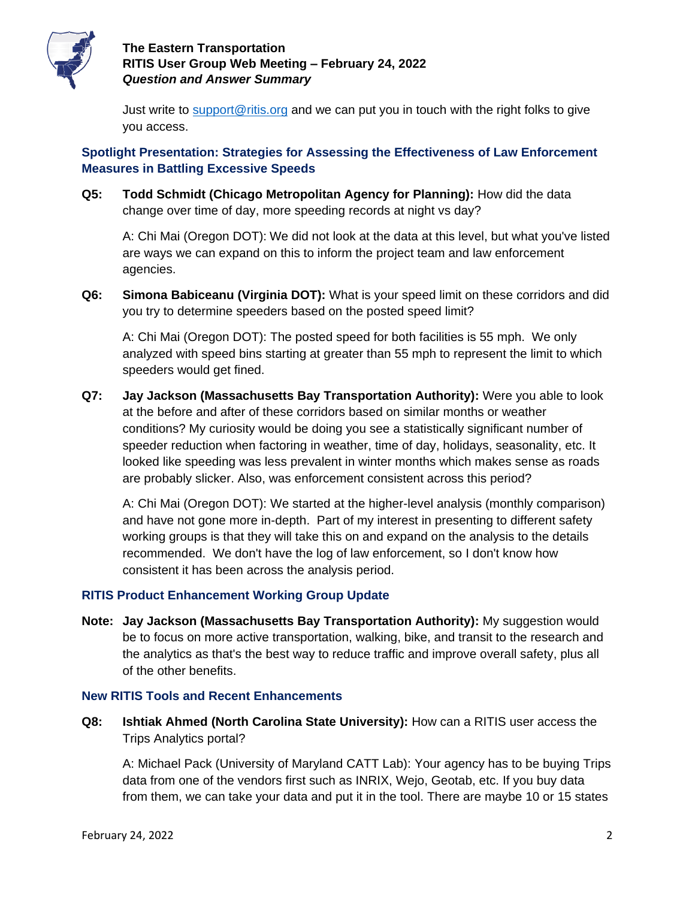Just write to support@ritis.org and we can put you in touch with the right folks to give you access.

## Spotlight Presentation: Strategies for Assessing the Effectiveness of Law Enforcement Measures in Battling Excessive Speeds

**Q5: Todd Schmidt (Chicago Metropolitan Agency for Planning):** How did the data change over time of day, more speeding records at night vs day?

A: Chi Mai (Oregon DOT): We did not look at the data at this level, but what you've listed are ways we can expand on this to inform the project team and law enforcement agencies.

**Q6: Simona Babiceanu (Virginia DOT):** What is your speed limit on these corridors and did you try to determine speeders based on the posted speed limit?

A: Chi Mai (Oregon DOT): The posted speed for both facilities is 55 mph. We only analyzed with speed bins starting at greater than 55 mph to represent the limit to which speeders would get fined.

**Q7: Jay Jackson (Massachusetts Bay Transportation Authority):** Were you able to look at the before and after of these corridors based on similar months or weather conditions? My curiosity would be doing you see a statistically significant number of speeder reduction when factoring in weather, time of day, holidays, seasonality, etc. It looked like speeding was less prevalent in winter months which makes sense as roads are probably slicker. Also, was enforcement consistent across this period?

A: Chi Mai (Oregon DOT): We started at the higher-level analysis (monthly comparison) and have not gone more in-depth. Part of my interest in presenting to different safety working groups is that they will take this on and expand on the analysis to the details recommended. We don't have the log of law enforcement, so I don't know how consistent it has been across the analysis period.

## RITIS Product Enhancement Working Group Update

**Note: Jay Jackson (Massachusetts Bay Transportation Authority):** My suggestion would be to focus on more active transportation, walking, bike, and transit to the research and the analytics as that's the best way to reduce traffic and improve overall safety, plus all of the other benefits.

## New RITIS Tools and Recent Enhancements

**Q8: Ishtiak Ahmed (North Carolina State University):** How can a RITIS user access the Trips Analytics portal?

A: Michael Pack (University of Maryland CATT Lab): Your agency has to be buying Trips data from one of the vendors first such as INRIX, Wejo, Geotab, etc. If you buy data from them, we can take your data and put it in the tool. There are maybe 10 or 15 states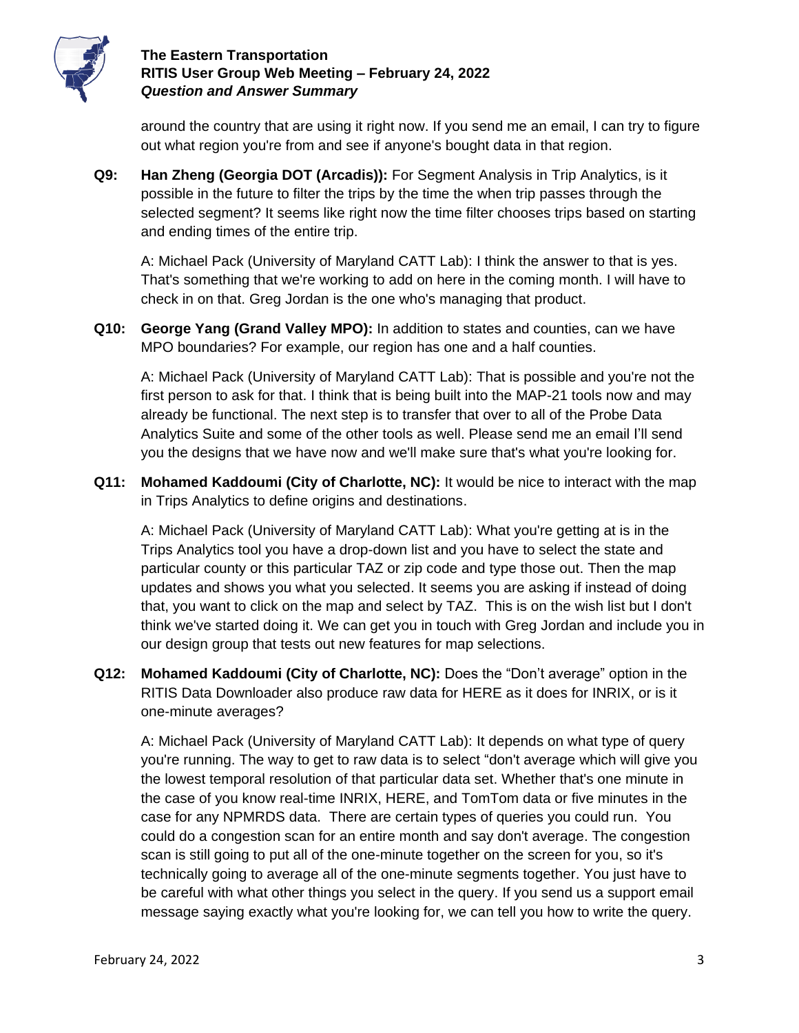around the country that are using it right now. If you send me an email, I can try to figure out what region you're from and see if anyone's bought data in that region.

**Q9:** **Han Zheng (Georgia DOT (Arcadis)):** For Segment Analysis in Trip Analytics, is it possible in the future to filter the trips by the time the when trip passes through the selected segment? It seems like right now the time filter chooses trips based on starting and ending times of the entire trip.

A: Michael Pack (University of Maryland CATT Lab): I think the answer to that is yes. That's something that we're working to add on here in the coming month. I will have to check in on that. Greg Jordan is the one who's managing that product.

**Q10:** **George Yang (Grand Valley MPO):** In addition to states and counties, can we have MPO boundaries? For example, our region has one and a half counties.

A: Michael Pack (University of Maryland CATT Lab): That is possible and you're not the first person to ask for that. I think that is being built into the MAP-21 tools now and may already be functional. The next step is to transfer that over to all of the Probe Data Analytics Suite and some of the other tools as well. Please send me an email I'll send you the designs that we have now and we'll make sure that's what you're looking for.

**Q11:** **Mohamed Kaddoumi (City of Charlotte, NC):** It would be nice to interact with the map in Trips Analytics to define origins and destinations.

A: Michael Pack (University of Maryland CATT Lab): What you're getting at is in the Trips Analytics tool you have a drop-down list and you have to select the state and particular county or this particular TAZ or zip code and type those out. Then the map updates and shows you what you selected. It seems you are asking if instead of doing that, you want to click on the map and select by TAZ. This is on the wish list but I don't think we've started doing it. We can get you in touch with Greg Jordan and include you in our design group that tests out new features for map selections.

**Q12:** **Mohamed Kaddoumi (City of Charlotte, NC):** Does the "Don't average" option in the RITIS Data Downloader also produce raw data for HERE as it does for INRIX, or is it one-minute averages?

A: Michael Pack (University of Maryland CATT Lab): It depends on what type of query you're running. The way to get to raw data is to select "don't average which will give you the lowest temporal resolution of that particular data set. Whether that's one minute in the case of you know real-time INRIX, HERE, and TomTom data or five minutes in the case for any NPMRDS data. There are certain types of queries you could run. You could do a congestion scan for an entire month and say don't average. The congestion scan is still going to put all of the one-minute together on the screen for you, so it's technically going to average all of the one-minute segments together. You just have to be careful with what other things you select in the query. If you send us a support email message saying exactly what you're looking for, we can tell you how to write the query.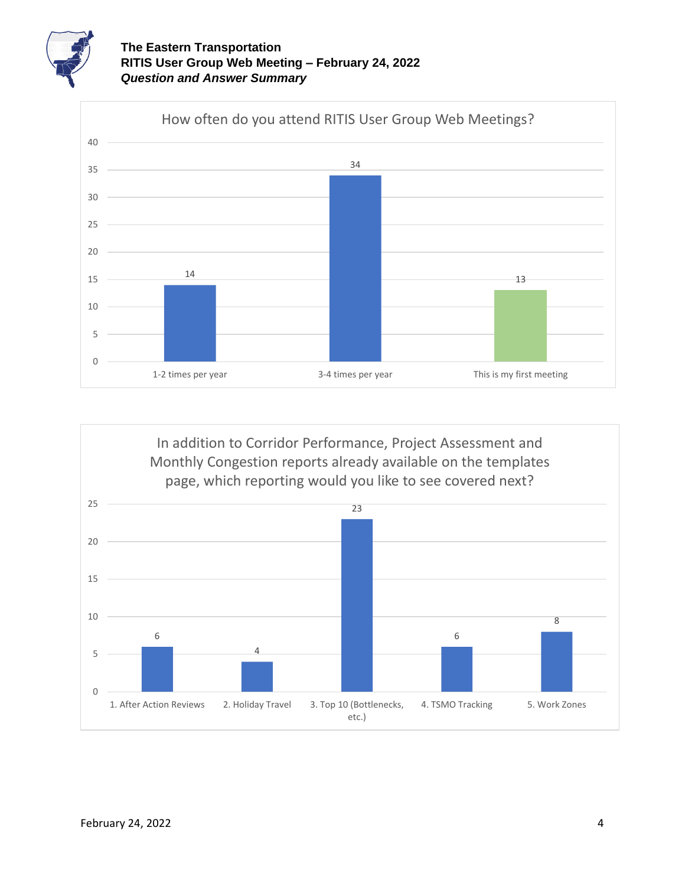How often do you attend RITIS User Group Web Meetings?

40
35
30
25
20
15
10
5
0

14
34
13

1-2 times per year
3-4 times per year
This is my first meeting

In addition to Corridor Performance, Project Assessment and Monthly Congestion reports already available on the templates page, which reporting would you like to see covered next?

25
20
15
10
5
0

6
4
23
6
8

1. After Action Reviews
2. Holiday Travel
3. Top 10 (Bottlenecks, etc.)
4. TSMO Tracking
5. Work Zones